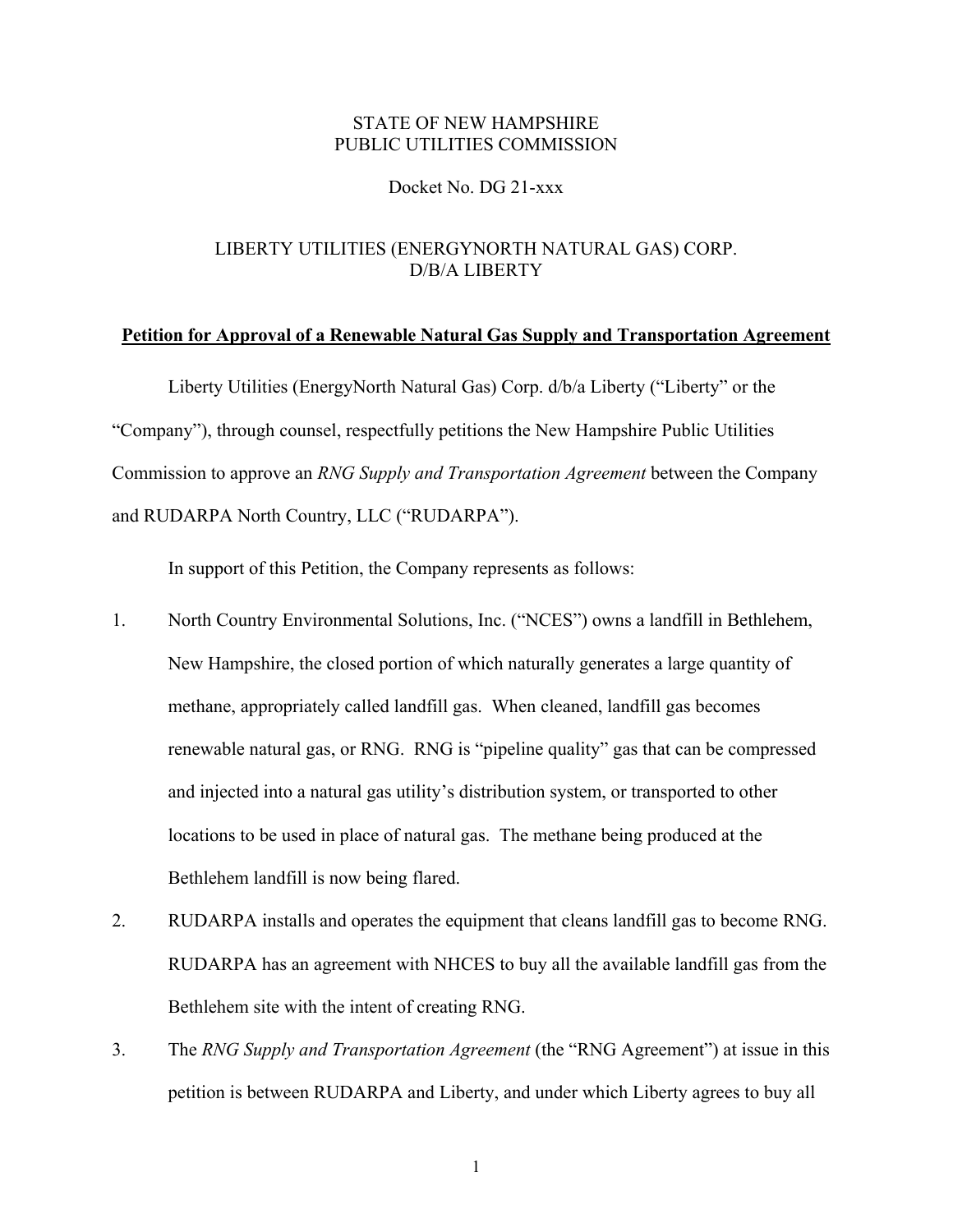STATE OF NEW HAMPSHIRE
PUBLIC UTILITIES COMMISSION

Docket No. DG 21-xxx

LIBERTY UTILITIES (ENERGYNORTH NATURAL GAS) CORP.
D/B/A LIBERTY

**Petition for Approval of a Renewable Natural Gas Supply and Transportation Agreement**

Liberty Utilities (EnergyNorth Natural Gas) Corp. d/b/a Liberty ("Liberty" or the "Company"), through counsel, respectfully petitions the New Hampshire Public Utilities Commission to approve an *RNG Supply and Transportation Agreement* between the Company and RUDARPA North Country, LLC ("RUDARPA").

In support of this Petition, the Company represents as follows:

1. North Country Environmental Solutions, Inc. ("NCES") owns a landfill in Bethlehem, New Hampshire, the closed portion of which naturally generates a large quantity of methane, appropriately called landfill gas. When cleaned, landfill gas becomes renewable natural gas, or RNG. RNG is "pipeline quality" gas that can be compressed and injected into a natural gas utility's distribution system, or transported to other locations to be used in place of natural gas. The methane being produced at the Bethlehem landfill is now being flared.

2. RUDARPA installs and operates the equipment that cleans landfill gas to become RNG. RUDARPA has an agreement with NHCES to buy all the available landfill gas from the Bethlehem site with the intent of creating RNG.

3. The *RNG Supply and Transportation Agreement* (the "RNG Agreement") at issue in this petition is between RUDARPA and Liberty, and under which Liberty agrees to buy all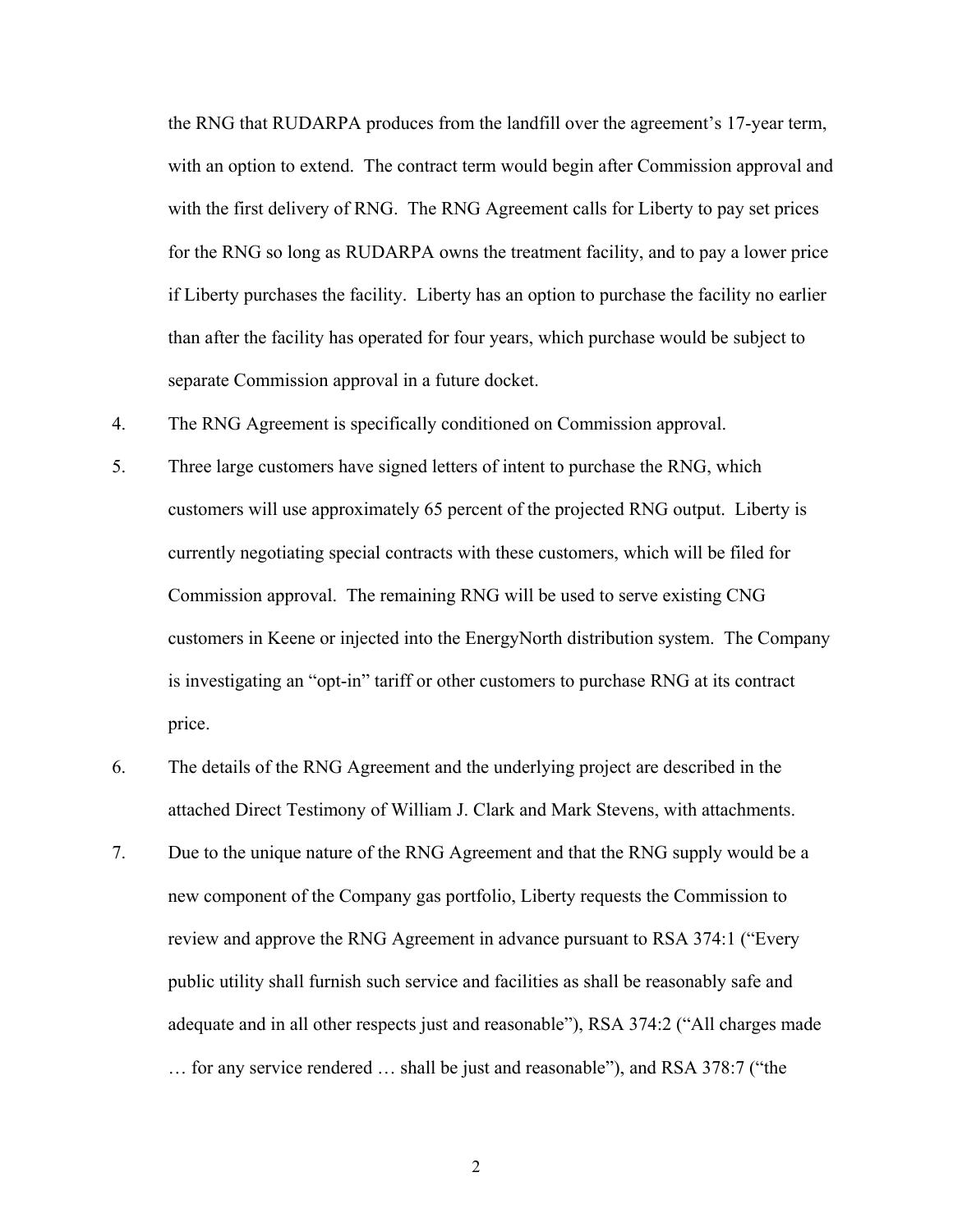the RNG that RUDARPA produces from the landfill over the agreement's 17-year term, with an option to extend. The contract term would begin after Commission approval and with the first delivery of RNG. The RNG Agreement calls for Liberty to pay set prices for the RNG so long as RUDARPA owns the treatment facility, and to pay a lower price if Liberty purchases the facility. Liberty has an option to purchase the facility no earlier than after the facility has operated for four years, which purchase would be subject to separate Commission approval in a future docket.

4. The RNG Agreement is specifically conditioned on Commission approval.

5. Three large customers have signed letters of intent to purchase the RNG, which customers will use approximately 65 percent of the projected RNG output. Liberty is currently negotiating special contracts with these customers, which will be filed for Commission approval. The remaining RNG will be used to serve existing CNG customers in Keene or injected into the EnergyNorth distribution system. The Company is investigating an "opt-in" tariff or other customers to purchase RNG at its contract price.

6. The details of the RNG Agreement and the underlying project are described in the attached Direct Testimony of William J. Clark and Mark Stevens, with attachments.

7. Due to the unique nature of the RNG Agreement and that the RNG supply would be a new component of the Company gas portfolio, Liberty requests the Commission to review and approve the RNG Agreement in advance pursuant to RSA 374:1 ("Every public utility shall furnish such service and facilities as shall be reasonably safe and adequate and in all other respects just and reasonable"), RSA 374:2 ("All charges made … for any service rendered … shall be just and reasonable"), and RSA 378:7 ("the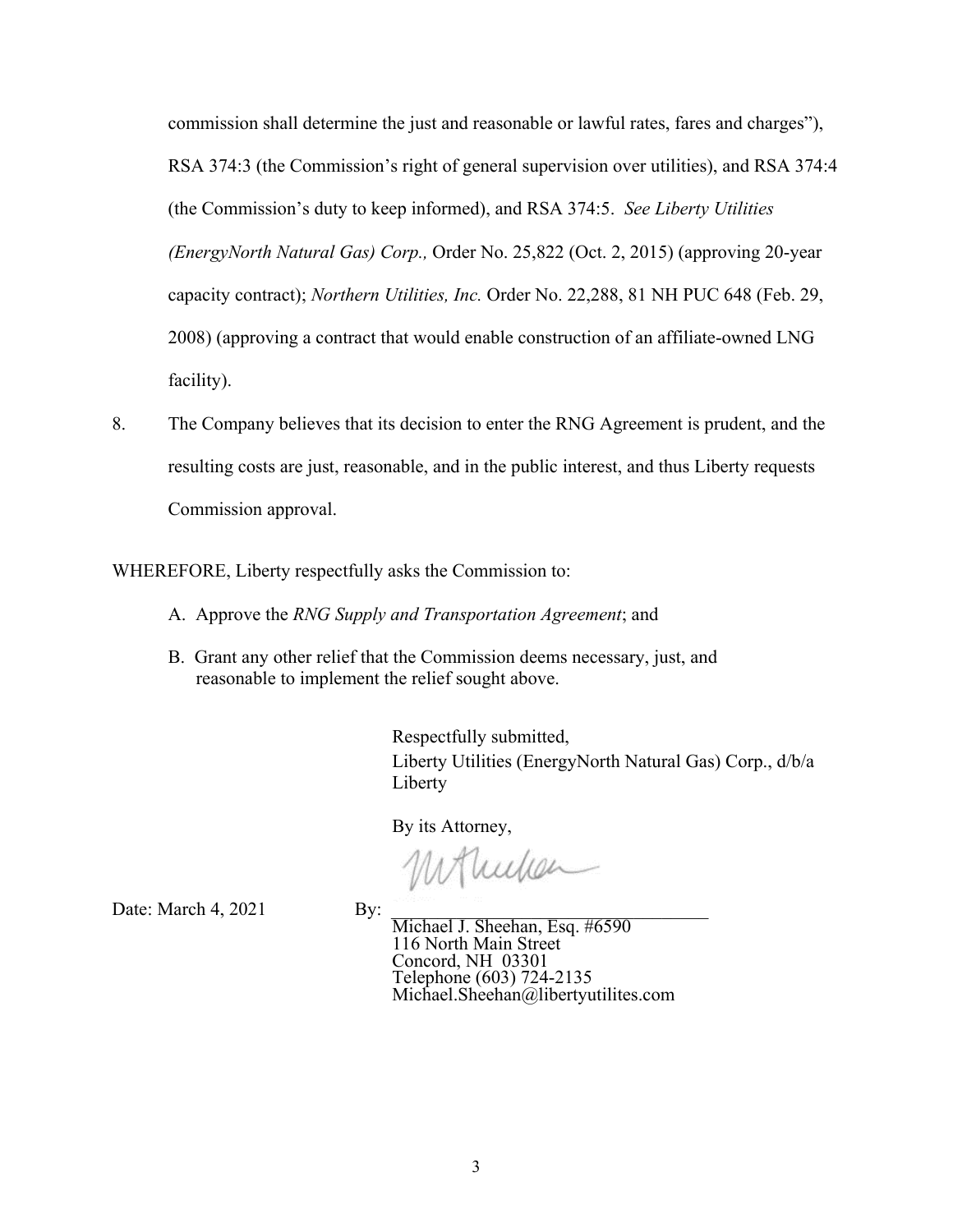commission shall determine the just and reasonable or lawful rates, fares and charges"), RSA 374:3 (the Commission's right of general supervision over utilities), and RSA 374:4 (the Commission's duty to keep informed), and RSA 374:5. *See Liberty Utilities (EnergyNorth Natural Gas) Corp.,* Order No. 25,822 (Oct. 2, 2015) (approving 20-year capacity contract); *Northern Utilities, Inc.* Order No. 22,288, 81 NH PUC 648 (Feb. 29, 2008) (approving a contract that would enable construction of an affiliate-owned LNG facility).

8. The Company believes that its decision to enter the RNG Agreement is prudent, and the resulting costs are just, reasonable, and in the public interest, and thus Liberty requests Commission approval.

WHEREFORE, Liberty respectfully asks the Commission to:

A. Approve the *RNG Supply and Transportation Agreement*; and

B. Grant any other relief that the Commission deems necessary, just, and reasonable to implement the relief sought above.

Respectfully submitted,
Liberty Utilities (EnergyNorth Natural Gas) Corp., d/b/a Liberty

By its Attorney,

Date: March 4, 2021

By: ______________________________
Michael J. Sheehan, Esq. #6590
116 North Main Street
Concord, NH 03301
Telephone (603) 724-2135
Michael.Sheehan@libertyutilites.com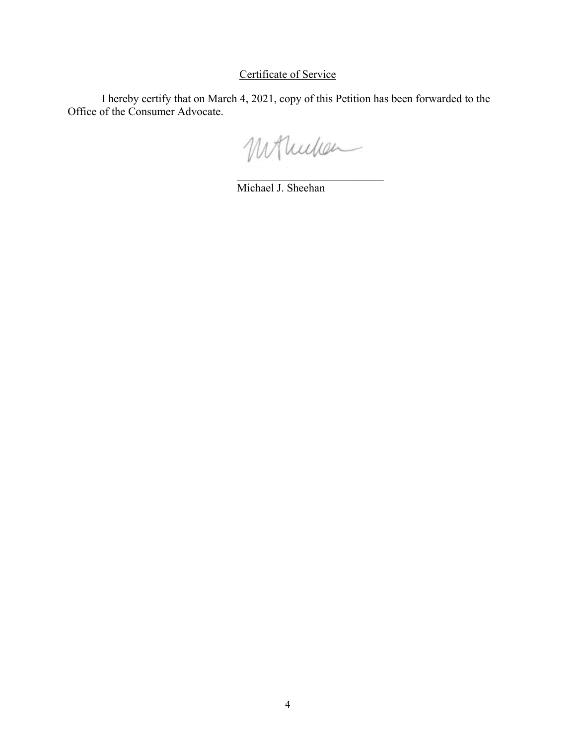Certificate of Service

I hereby certify that on March 4, 2021, copy of this Petition has been forwarded to the Office of the Consumer Advocate.

\_\_\_\_\_\_\_\_\_\_\_\_\_\_\_\_\_\_\_\_\_\_\_\_\_\_\_

Michael J. Sheehan